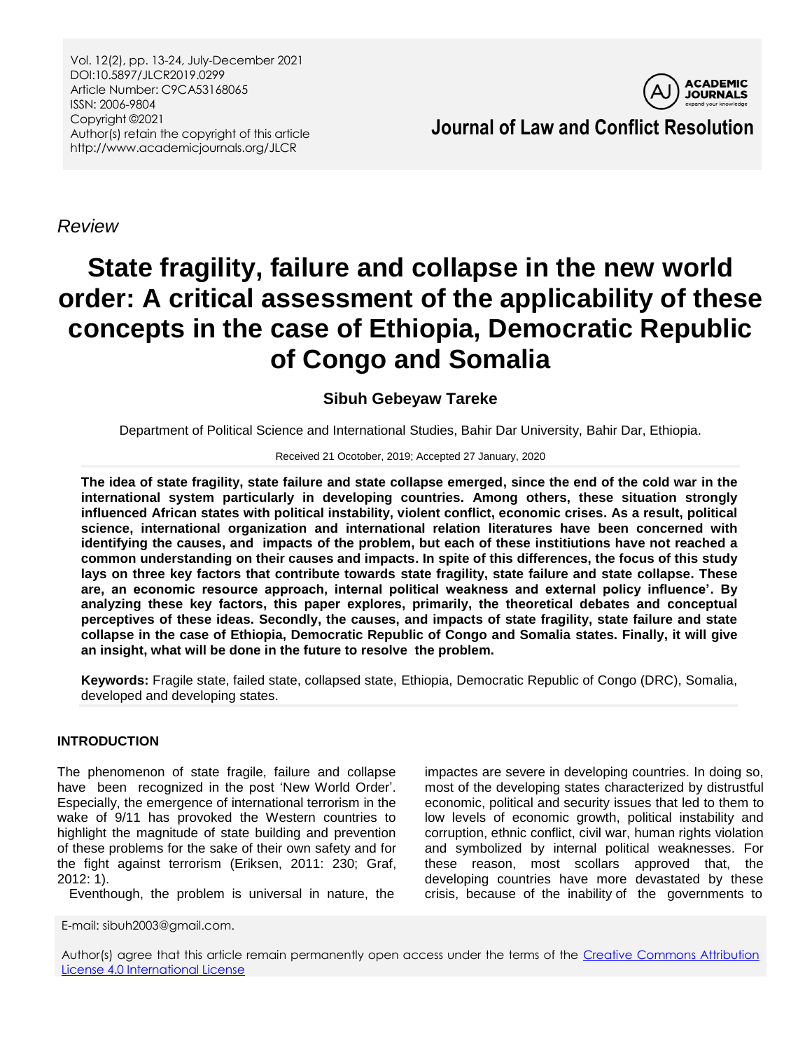*Review*

# State fragility, failure and collapse in the new world order: A critical assessment of the applicability of these concepts in the case of Ethiopia, Democratic Republic of Congo and Somalia

**Sibuh Gebeyaw Tareke**

Department of Political Science and International Studies, Bahir Dar University, Bahir Dar, Ethiopia.

Received 21 Ocotober, 2019; Accepted 27 January, 2020

**The idea of state fragility, state failure and state collapse emerged, since the end of the cold war in the international system particularly in developing countries. Among others, these situation strongly influenced African states with political instability, violent conflict, economic crises. As a result, political science, international organization and international relation literatures have been concerned with identifying the causes, and impacts of the problem, but each of these institiutions have not reached a common understanding on their causes and impacts. In spite of this differences, the focus of this study lays on three key factors that contribute towards state fragility, state failure and state collapse. These are, an economic resource approach, internal political weakness and external policy influence'. By analyzing these key factors, this paper explores, primarily, the theoretical debates and conceptual perceptives of these ideas. Secondly, the causes, and impacts of state fragility, state failure and state collapse in the case of Ethiopia, Democratic Republic of Congo and Somalia states. Finally, it will give an insight, what will be done in the future to resolve the problem.**

**Keywords:** Fragile state, failed state, collapsed state, Ethiopia, Democratic Republic of Congo (DRC), Somalia, developed and developing states.

## INTRODUCTION

The phenomenon of state fragile, failure and collapse have been recognized in the post 'New World Order'. Especially, the emergence of international terrorism in the wake of 9/11 has provoked the Western countries to highlight the magnitude of state building and prevention of these problems for the sake of their own safety and for the fight against terrorism (Eriksen, 2011: 230; Graf, 2012: 1).

Eventhough, the problem is universal in nature, the impactes are severe in developing countries. In doing so, most of the developing states characterized by distrustful economic, political and security issues that led to them to low levels of economic growth, political instability and corruption, ethnic conflict, civil war, human rights violation and symbolized by internal political weaknesses. For these reason, most scollars approved that, the developing countries have more devastated by these crisis, because of the inability of the governments to

E-mail: sibuh2003@gmail.com.

Author(s) agree that this article remain permanently open access under the terms of the Creative Commons Attribution License 4.0 International License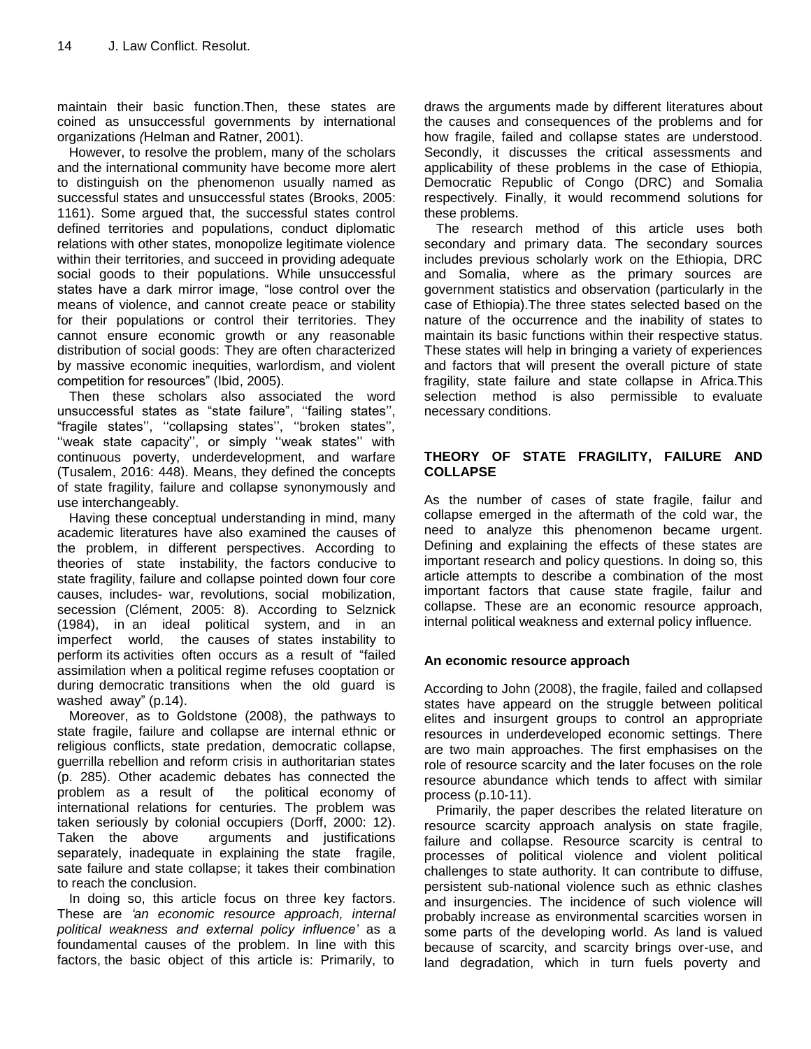maintain their basic function.Then, these states are coined as unsuccessful governments by international organizations *(*Helman and Ratner, 2001).

However, to resolve the problem, many of the scholars and the international community have become more alert to distinguish on the phenomenon usually named as successful states and unsuccessful states (Brooks, 2005: 1161). Some argued that, the successful states control defined territories and populations, conduct diplomatic relations with other states, monopolize legitimate violence within their territories, and succeed in providing adequate social goods to their populations. While unsuccessful states have a dark mirror image, "lose control over the means of violence, and cannot create peace or stability for their populations or control their territories. They cannot ensure economic growth or any reasonable distribution of social goods: They are often characterized by massive economic inequities, warlordism, and violent competition for resources" (Ibid, 2005).

Then these scholars also associated the word unsuccessful states as "state failure", ''failing states'', "fragile states'', ''collapsing states'', ''broken states'', ''weak state capacity'', or simply ''weak states'' with continuous poverty, underdevelopment, and warfare (Tusalem, 2016: 448). Means, they defined the concepts of state fragility, failure and collapse synonymously and use interchangeably.

Having these conceptual understanding in mind, many academic literatures have also examined the causes of the problem, in different perspectives. According to theories of state instability, the factors conducive to state fragility, failure and collapse pointed down four core causes, includes- war, revolutions, social mobilization, secession (Clément, 2005: 8). According to Selznick (1984), in an ideal political system, and in an imperfect world, the causes of states instability to perform its activities often occurs as a result of "failed assimilation when a political regime refuses cooptation or during democratic transitions when the old guard is washed away" (p.14).

Moreover, as to Goldstone (2008), the pathways to state fragile, failure and collapse are internal ethnic or religious conflicts, state predation, democratic collapse, guerrilla rebellion and reform crisis in authoritarian states (p. 285). Other academic debates has connected the problem as a result of the political economy of international relations for centuries. The problem was taken seriously by colonial occupiers (Dorff, 2000: 12). Taken the above arguments and justifications separately, inadequate in explaining the state fragile, sate failure and state collapse; it takes their combination to reach the conclusion.

In doing so, this article focus on three key factors. These are *'an economic resource approach, internal political weakness and external policy influence'* as a foundamental causes of the problem. In line with this factors, the basic object of this article is: Primarily, to draws the arguments made by different literatures about the causes and consequences of the problems and for how fragile, failed and collapse states are understood. Secondly, it discusses the critical assessments and applicability of these problems in the case of Ethiopia, Democratic Republic of Congo (DRC) and Somalia respectively. Finally, it would recommend solutions for these problems.

The research method of this article uses both secondary and primary data. The secondary sources includes previous scholarly work on the Ethiopia, DRC and Somalia, where as the primary sources are government statistics and observation (particularly in the case of Ethiopia).The three states selected based on the nature of the occurrence and the inability of states to maintain its basic functions within their respective status. These states will help in bringing a variety of experiences and factors that will present the overall picture of state fragility, state failure and state collapse in Africa.This selection method is also permissible to evaluate necessary conditions.

## THEORY OF STATE FRAGILITY, FAILURE AND COLLAPSE

As the number of cases of state fragile, failur and collapse emerged in the aftermath of the cold war, the need to analyze this phenomenon became urgent. Defining and explaining the effects of these states are important research and policy questions. In doing so, this article attempts to describe a combination of the most important factors that cause state fragile, failur and collapse. These are an economic resource approach, internal political weakness and external policy influence.

### An economic resource approach

According to John (2008), the fragile, failed and collapsed states have appear on the struggle between political elites and insurgent groups to control an appropriate resources in underdeveloped economic settings. There are two main approaches. The first emphasises on the role of resource scarcity and the later focuses on the role resource abundance which tends to affect with similar process (p.10-11).

Primarily, the paper describes the related literature on resource scarcity approach analysis on state fragile, failure and collapse. Resource scarcity is central to processes of political violence and violent political challenges to state authority. It can contribute to diffuse, persistent sub-national violence such as ethnic clashes and insurgencies. The incidence of such violence will probably increase as environmental scarcities worsen in some parts of the developing world. As land is valued because of scarcity, and scarcity brings over-use, and land degradation, which in turn fuels poverty and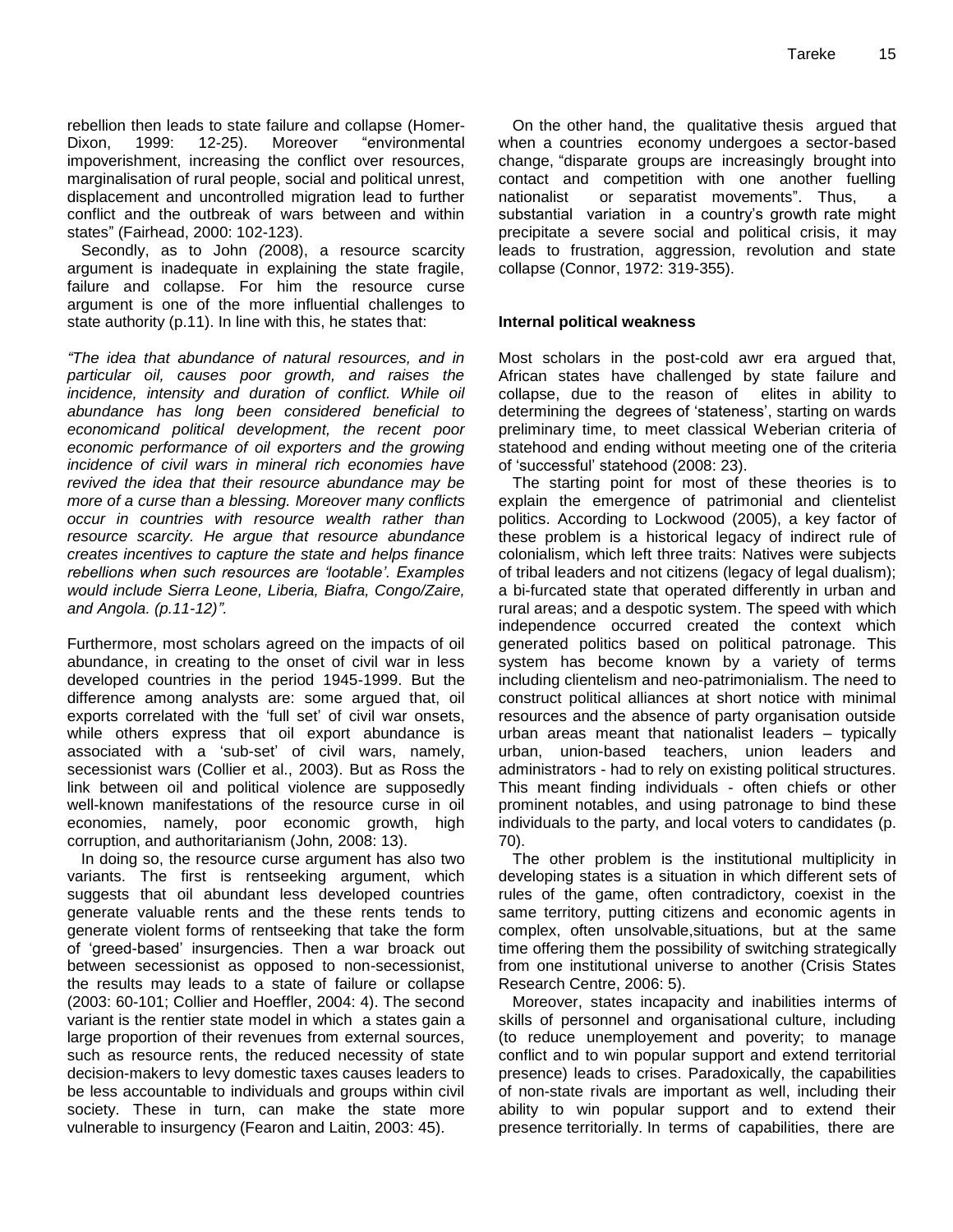rebellion then leads to state failure and collapse (Homer-Dixon, 1999: 12-25). Moreover "environmental impoverishment, increasing the conflict over resources, marginalisation of rural people, social and political unrest, displacement and uncontrolled migration lead to further conflict and the outbreak of wars between and within states" (Fairhead, 2000: 102-123).

Secondly, as to John *(*2008), a resource scarcity argument is inadequate in explaining the state fragile, failure and collapse. For him the resource curse argument is one of the more influential challenges to state authority (p.11). In line with this, he states that:

*"The idea that abundance of natural resources, and in particular oil, causes poor growth, and raises the incidence, intensity and duration of conflict. While oil abundance has long been considered beneficial to economicand political development, the recent poor economic performance of oil exporters and the growing incidence of civil wars in mineral rich economies have revived the idea that their resource abundance may be more of a curse than a blessing. Moreover many conflicts occur in countries with resource wealth rather than resource scarcity. He argue that resource abundance creates incentives to capture the state and helps finance rebellions when such resources are 'lootable'. Examples would include Sierra Leone, Liberia, Biafra, Congo/Zaire, and Angola. (p.11-12)".*

Furthermore, most scholars agreed on the impacts of oil abundance, in creating to the onset of civil war in less developed countries in the period 1945-1999. But the difference among analysts are: some argued that, oil exports correlated with the 'full set' of civil war onsets, while others express that oil export abundance is associated with a 'sub-set' of civil wars, namely, secessionist wars (Collier et al., 2003). But as Ross the link between oil and political violence are supposedly well-known manifestations of the resource curse in oil economies, namely, poor economic growth, high corruption, and authoritarianism (John*,* 2008: 13).

In doing so, the resource curse argument has also two variants. The first is rentseeking argument, which suggests that oil abundant less developed countries generate valuable rents and the these rents tends to generate violent forms of rentseeking that take the form of 'greed-based' insurgencies. Then a war broack out between secessionist as opposed to non-secessionist, the results may leads to a state of failure or collapse (2003: 60-101; Collier and Hoeffler, 2004: 4). The second variant is the rentier state model in which a states gain a large proportion of their revenues from external sources, such as resource rents, the reduced necessity of state decision-makers to levy domestic taxes causes leaders to be less accountable to individuals and groups within civil society. These in turn, can make the state more vulnerable to insurgency (Fearon and Laitin, 2003: 45).

On the other hand, the qualitative thesis argued that when a countries economy undergoes a sector-based change, "disparate groups are increasingly brought into contact and competition with one another fuelling nationalist or separatist movements". Thus, a substantial variation in a country's growth rate might precipitate a severe social and political crisis, it may leads to frustration, aggression, revolution and state collapse (Connor, 1972: 319-355).

### Internal political weakness

Most scholars in the post-cold awr era argued that, African states have challenged by state failure and collapse, due to the reason of elites in ability to determining the degrees of 'stateness', starting on wards preliminary time, to meet classical Weberian criteria of statehood and ending without meeting one of the criteria of 'successful' statehood (2008: 23).

The starting point for most of these theories is to explain the emergence of patrimonial and clientelist politics. According to Lockwood (2005), a key factor of these problem is a historical legacy of indirect rule of colonialism, which left three traits: Natives were subjects of tribal leaders and not citizens (legacy of legal dualism); a bi-furcated state that operated differently in urban and rural areas; and a despotic system. The speed with which independence occurred created the context which generated politics based on political patronage. This system has become known by a variety of terms including clientelism and neo-patrimonialism. The need to construct political alliances at short notice with minimal resources and the absence of party organisation outside urban areas meant that nationalist leaders – typically urban, union-based teachers, union leaders and administrators - had to rely on existing political structures. This meant finding individuals - often chiefs or other prominent notables, and using patronage to bind these individuals to the party, and local voters to candidates (p. 70).

The other problem is the institutional multiplicity in developing states is a situation in which different sets of rules of the game, often contradictory, coexist in the same territory, putting citizens and economic agents in complex, often unsolvable,situations, but at the same time offering them the possibility of switching strategically from one institutional universe to another (Crisis States Research Centre, 2006: 5).

Moreover, states incapacity and inabilities interms of skills of personnel and organisational culture, including (to reduce unemployement and poverity; to manage conflict and to win popular support and extend territorial presence) leads to crises. Paradoxically, the capabilities of non-state rivals are important as well, including their ability to win popular support and to extend their presence territorially. In terms of capabilities, there are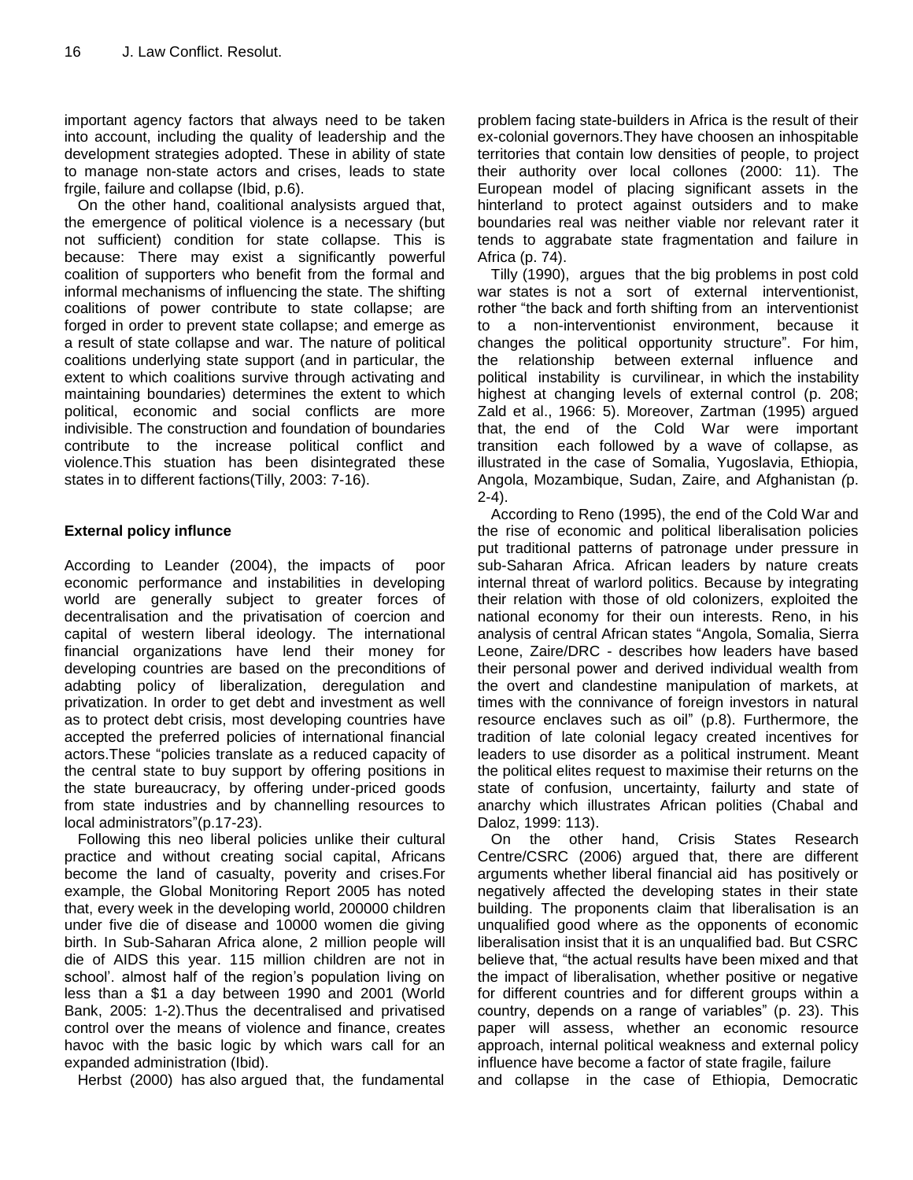important agency factors that always need to be taken into account, including the quality of leadership and the development strategies adopted. These in ability of state to manage non-state actors and crises, leads to state frgile, failure and collapse (Ibid, p.6).

On the other hand, coalitional analysists argued that, the emergence of political violence is a necessary (but not sufficient) condition for state collapse. This is because: There may exist a significantly powerful coalition of supporters who benefit from the formal and informal mechanisms of influencing the state. The shifting coalitions of power contribute to state collapse; are forged in order to prevent state collapse; and emerge as a result of state collapse and war. The nature of political coalitions underlying state support (and in particular, the extent to which coalitions survive through activating and maintaining boundaries) determines the extent to which political, economic and social conflicts are more indivisible. The construction and foundation of boundaries contribute to the increase political conflict and violence.This stuation has been disintegrated these states in to different factions(Tilly, 2003: 7-16).

## External policy influnce

According to Leander (2004), the impacts of poor economic performance and instabilities in developing world are generally subject to greater forces of decentralisation and the privatisation of coercion and capital of western liberal ideology. The international financial organizations have lend their money for developing countries are based on the preconditions of adabting policy of liberalization, deregulation and privatization. In order to get debt and investment as well as to protect debt crisis, most developing countries have accepted the preferred policies of international financial actors.These "policies translate as a reduced capacity of the central state to buy support by offering positions in the state bureaucracy, by offering under-priced goods from state industries and by channelling resources to local administrators"(p.17-23).

Following this neo liberal policies unlike their cultural practice and without creating social capital, Africans become the land of casualty, poverity and crises.For example, the Global Monitoring Report 2005 has noted that, every week in the developing world, 200000 children under five die of disease and 10000 women die giving birth. In Sub-Saharan Africa alone, 2 million people will die of AIDS this year. 115 million children are not in school'. almost half of the region's population living on less than a $1 a day between 1990 and 2001 (World Bank, 2005: 1-2).Thus the decentralised and privatised control over the means of violence and finance, creates havoc with the basic logic by which wars call for an expanded administration (Ibid).

Herbst (2000) has also argued that, the fundamental problem facing state-builders in Africa is the result of their ex-colonial governors.They have choosen an inhospitable territories that contain low densities of people, to project their authority over local collones (2000: 11). The European model of placing significant assets in the hinterland to protect against outsiders and to make boundaries real was neither viable nor relevant rater it tends to aggrabate state fragmentation and failure in Africa (p. 74).

Tilly (1990), argues that the big problems in post cold war states is not a sort of external interventionist, rother "the back and forth shifting from an interventionist to a non-interventionist environment, because it changes the political opportunity structure". For him, the relationship between external influence and political instability is curvilinear, in which the instability highest at changing levels of external control (p. 208; Zald et al., 1966: 5). Moreover, Zartman (1995) argued that, the end of the Cold War were important transition each followed by a wave of collapse, as illustrated in the case of Somalia, Yugoslavia, Ethiopia, Angola, Mozambique, Sudan, Zaire, and Afghanistan *(*p. 2-4).

According to Reno (1995), the end of the Cold War and the rise of economic and political liberalisation policies put traditional patterns of patronage under pressure in sub-Saharan Africa. African leaders by nature creats internal threat of warlord politics. Because by integrating their relation with those of old colonizers, exploited the national economy for their oun interests. Reno, in his analysis of central African states "Angola, Somalia, Sierra Leone, Zaire/DRC - describes how leaders have based their personal power and derived individual wealth from the overt and clandestine manipulation of markets, at times with the connivance of foreign investors in natural resource enclaves such as oil" (p.8). Furthermore, the tradition of late colonial legacy created incentives for leaders to use disorder as a political instrument. Meant the political elites request to maximise their returns on the state of confusion, uncertainty, failurty and state of anarchy which illustrates African polities (Chabal and Daloz, 1999: 113).

On the other hand, Crisis States Research Centre/CSRC (2006) argued that, there are different arguments whether liberal financial aid has positively or negatively affected the developing states in their state building. The proponents claim that liberalisation is an unqualified good where as the opponents of economic liberalisation insist that it is an unqualified bad. But CSRC believe that, "the actual results have been mixed and that the impact of liberalisation, whether positive or negative for different countries and for different groups within a country, depends on a range of variables" (p. 23). This paper will assess, whether an economic resource approach, internal political weakness and external policy influence have become a factor of state fragile, failure and collapse in the case of Ethiopia, Democratic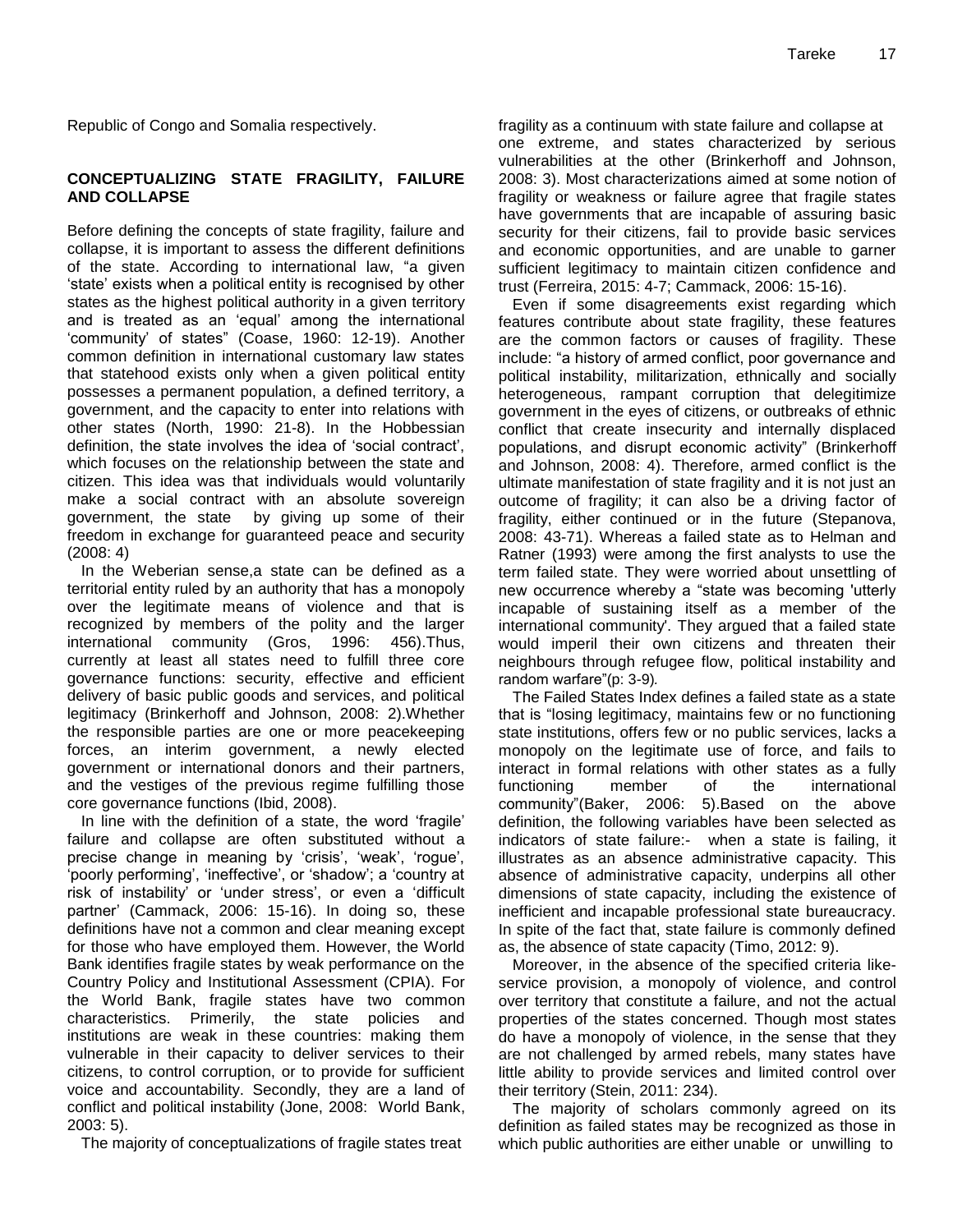Republic of Congo and Somalia respectively.

## CONCEPTUALIZING STATE FRAGILITY, FAILURE AND COLLAPSE

Before defining the concepts of state fragility, failure and collapse, it is important to assess the different definitions of the state. According to international law, "a given 'state' exists when a political entity is recognised by other states as the highest political authority in a given territory and is treated as an 'equal' among the international 'community' of states" (Coase, 1960: 12-19). Another common definition in international customary law states that statehood exists only when a given political entity possesses a permanent population, a defined territory, a government, and the capacity to enter into relations with other states (North, 1990: 21-8). In the Hobbessian definition, the state involves the idea of 'social contract', which focuses on the relationship between the state and citizen. This idea was that individuals would voluntarily make a social contract with an absolute sovereign government, the state by giving up some of their freedom in exchange for guaranteed peace and security (2008: 4)

In the Weberian sense,a state can be defined as a territorial entity ruled by an authority that has a monopoly over the legitimate means of violence and that is recognized by members of the polity and the larger international community (Gros, 1996: 456).Thus, currently at least all states need to fulfill three core governance functions: security, effective and efficient delivery of basic public goods and services, and political legitimacy (Brinkerhoff and Johnson, 2008: 2).Whether the responsible parties are one or more peacekeeping forces, an interim government, a newly elected government or international donors and their partners, and the vestiges of the previous regime fulfilling those core governance functions (Ibid, 2008).

In line with the definition of a state, the word 'fragile' failure and collapse are often substituted without a precise change in meaning by 'crisis', 'weak', 'rogue', 'poorly performing', 'ineffective', or 'shadow'; a 'country at risk of instability' or 'under stress', or even a 'difficult partner' (Cammack, 2006: 15-16). In doing so, these definitions have not a common and clear meaning except for those who have employed them. However, the World Bank identifies fragile states by weak performance on the Country Policy and Institutional Assessment (CPIA). For the World Bank, fragile states have two common characteristics. Primerily, the state policies and institutions are weak in these countries: making them vulnerable in their capacity to deliver services to their citizens, to control corruption, or to provide for sufficient voice and accountability. Secondly, they are a land of conflict and political instability (Jone, 2008: World Bank, 2003: 5).

The majority of conceptualizations of fragile states treat fragility as a continuum with state failure and collapse at one extreme, and states characterized by serious vulnerabilities at the other (Brinkerhoff and Johnson, 2008: 3). Most characterizations aimed at some notion of fragility or weakness or failure agree that fragile states have governments that are incapable of assuring basic security for their citizens, fail to provide basic services and economic opportunities, and are unable to garner sufficient legitimacy to maintain citizen confidence and trust (Ferreira, 2015: 4-7; Cammack, 2006: 15-16).

Even if some disagreements exist regarding which features contribute about state fragility, these features are the common factors or causes of fragility. These include: "a history of armed conflict, poor governance and political instability, militarization, ethnically and socially heterogeneous, rampant corruption that delegitimize government in the eyes of citizens, or outbreaks of ethnic conflict that create insecurity and internally displaced populations, and disrupt economic activity" (Brinkerhoff and Johnson, 2008: 4). Therefore, armed conflict is the ultimate manifestation of state fragility and it is not just an outcome of fragility; it can also be a driving factor of fragility, either continued or in the future (Stepanova, 2008: 43-71). Whereas a failed state as to Helman and Ratner (1993) were among the first analysts to use the term failed state. They were worried about unsettling of new occurrence whereby a "state was becoming 'utterly incapable of sustaining itself as a member of the international community'. They argued that a failed state would imperil their own citizens and threaten their neighbours through refugee flow, political instability and random warfare"(p: 3-9).

The Failed States Index defines a failed state as a state that is "losing legitimacy, maintains few or no functioning state institutions, offers few or no public services, lacks a monopoly on the legitimate use of force, and fails to interact in formal relations with other states as a fully functioning member of the international community"(Baker, 2006: 5).Based on the above definition, the following variables have been selected as indicators of state failure:- when a state is failing, it illustrates as an absence administrative capacity. This absence of administrative capacity, underpins all other dimensions of state capacity, including the existence of inefficient and incapable professional state bureaucracy. In spite of the fact that, state failure is commonly defined as, the absence of state capacity (Timo, 2012: 9).

Moreover, in the absence of the specified criteria like- service provision, a monopoly of violence, and control over territory that constitute a failure, and not the actual properties of the states concerned. Though most states do have a monopoly of violence, in the sense that they are not challenged by armed rebels, many states have little ability to provide services and limited control over their territory (Stein, 2011: 234).

The majority of scholars commonly agreed on its definition as failed states may be recognized as those in which public authorities are either unable or unwilling to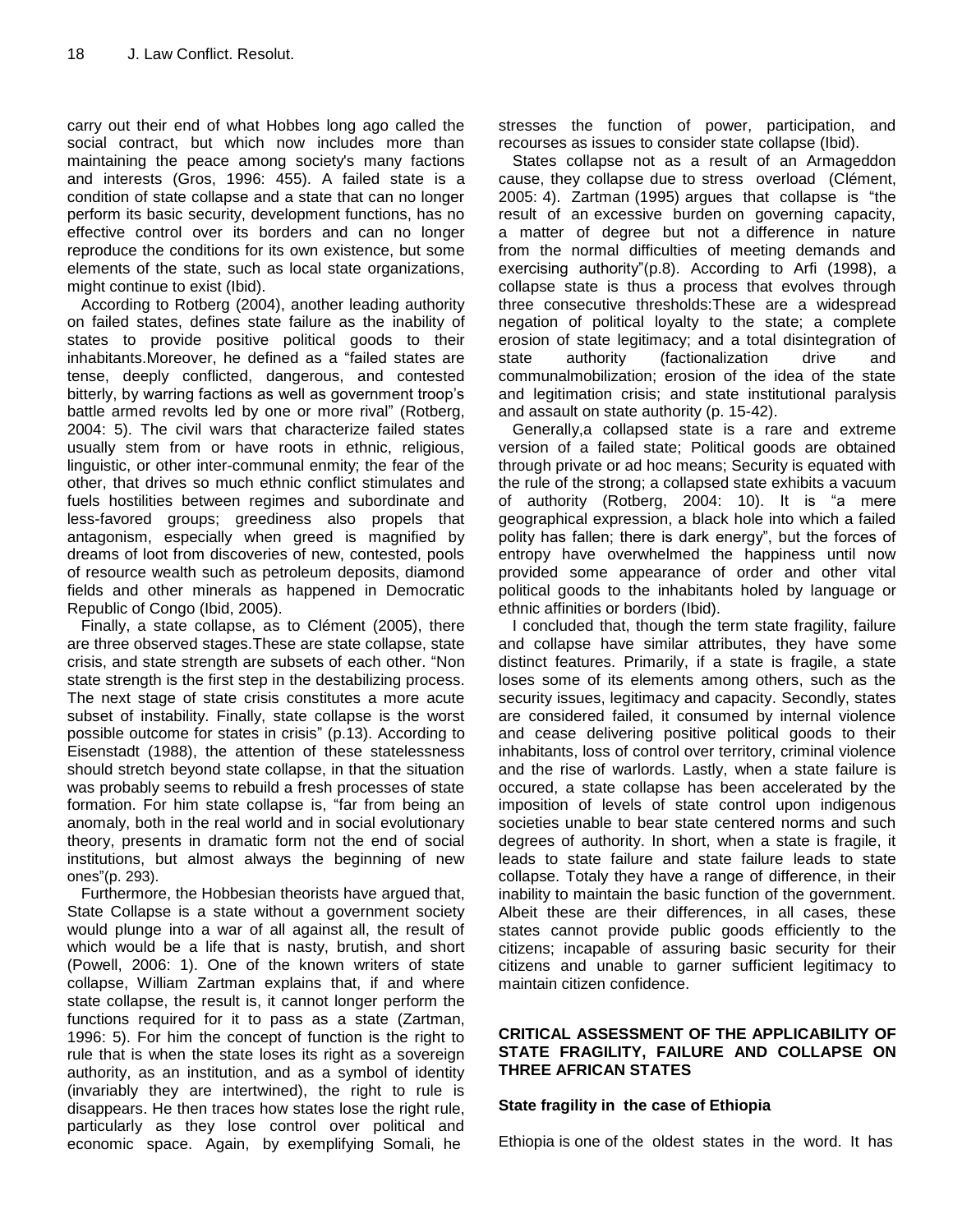carry out their end of what Hobbes long ago called the social contract, but which now includes more than maintaining the peace among society's many factions and interests (Gros, 1996: 455). A failed state is a condition of state collapse and a state that can no longer perform its basic security, development functions, has no effective control over its borders and can no longer reproduce the conditions for its own existence, but some elements of the state, such as local state organizations, might continue to exist (Ibid).

According to Rotberg (2004), another leading authority on failed states, defines state failure as the inability of states to provide positive political goods to their inhabitants.Moreover, he defined as a "failed states are tense, deeply conflicted, dangerous, and contested bitterly, by warring factions as well as government troop's battle armed revolts led by one or more rival" (Rotberg, 2004: 5). The civil wars that characterize failed states usually stem from or have roots in ethnic, religious, linguistic, or other inter-communal enmity; the fear of the other, that drives so much ethnic conflict stimulates and fuels hostilities between regimes and subordinate and less-favored groups; greediness also propels that antagonism, especially when greed is magnified by dreams of loot from discoveries of new, contested, pools of resource wealth such as petroleum deposits, diamond fields and other minerals as happened in Democratic Republic of Congo (Ibid, 2005).

Finally, a state collapse, as to Clément (2005), there are three observed stages.These are state collapse, state crisis, and state strength are subsets of each other. "Non state strength is the first step in the destabilizing process. The next stage of state crisis constitutes a more acute subset of instability. Finally, state collapse is the worst possible outcome for states in crisis" (p.13). According to Eisenstadt (1988), the attention of these statelessness should stretch beyond state collapse, in that the situation was probably seems to rebuild a fresh processes of state formation. For him state collapse is, "far from being an anomaly, both in the real world and in social evolutionary theory, presents in dramatic form not the end of social institutions, but almost always the beginning of new ones"(p. 293).

Furthermore, the Hobbesian theorists have argued that, State Collapse is a state without a government society would plunge into a war of all against all, the result of which would be a life that is nasty, brutish, and short (Powell, 2006: 1). One of the known writers of state collapse, William Zartman explains that, if and where state collapse, the result is, it cannot longer perform the functions required for it to pass as a state (Zartman, 1996: 5). For him the concept of function is the right to rule that is when the state loses its right as a sovereign authority, as an institution, and as a symbol of identity (invariably they are intertwined), the right to rule is disappears. He then traces how states lose the right rule, particularly as they lose control over political and economic space. Again, by exemplifying Somali, he stresses the function of power, participation, and recourses as issues to consider state collapse (Ibid).

States collapse not as a result of an Armageddon cause, they collapse due to stress overload (Clément, 2005: 4). Zartman (1995) argues that collapse is "the result of an excessive burden on governing capacity, a matter of degree but not a difference in nature from the normal difficulties of meeting demands and exercising authority"(p.8). According to Arfi (1998), a collapse state is thus a process that evolves through three consecutive thresholds:These are a widespread negation of political loyalty to the state; a complete erosion of state legitimacy; and a total disintegration of state authority (factionalization drive and communalmobilization; erosion of the idea of the state and legitimation crisis; and state institutional paralysis and assault on state authority (p. 15-42).

Generally,a collapsed state is a rare and extreme version of a failed state; Political goods are obtained through private or ad hoc means; Security is equated with the rule of the strong; a collapsed state exhibits a vacuum of authority (Rotberg, 2004: 10). It is "a mere geographical expression, a black hole into which a failed polity has fallen; there is dark energy", but the forces of entropy have overwhelmed the happiness until now provided some appearance of order and other vital political goods to the inhabitants holed by language or ethnic affinities or borders (Ibid).

I concluded that, though the term state fragility, failure and collapse have similar attributes, they have some distinct features. Primarily, if a state is fragile, a state loses some of its elements among others, such as the security issues, legitimacy and capacity. Secondly, states are considered failed, it consumed by internal violence and cease delivering positive political goods to their inhabitants, loss of control over territory, criminal violence and the rise of warlords. Lastly, when a state failure is occured, a state collapse has been accelerated by the imposition of levels of state control upon indigenous societies unable to bear state centered norms and such degrees of authority. In short, when a state is fragile, it leads to state failure and state failure leads to state collapse. Totaly they have a range of difference, in their inability to maintain the basic function of the government. Albeit these are their differences, in all cases, these states cannot provide public goods efficiently to the citizens; incapable of assuring basic security for their citizens and unable to garner sufficient legitimacy to maintain citizen confidence.

## CRITICAL ASSESSMENT OF THE APPLICABILITY OF STATE FRAGILITY, FAILURE AND COLLAPSE ON THREE AFRICAN STATES

### State fragility in the case of Ethiopia

Ethiopia is one of the oldest states in the word. It has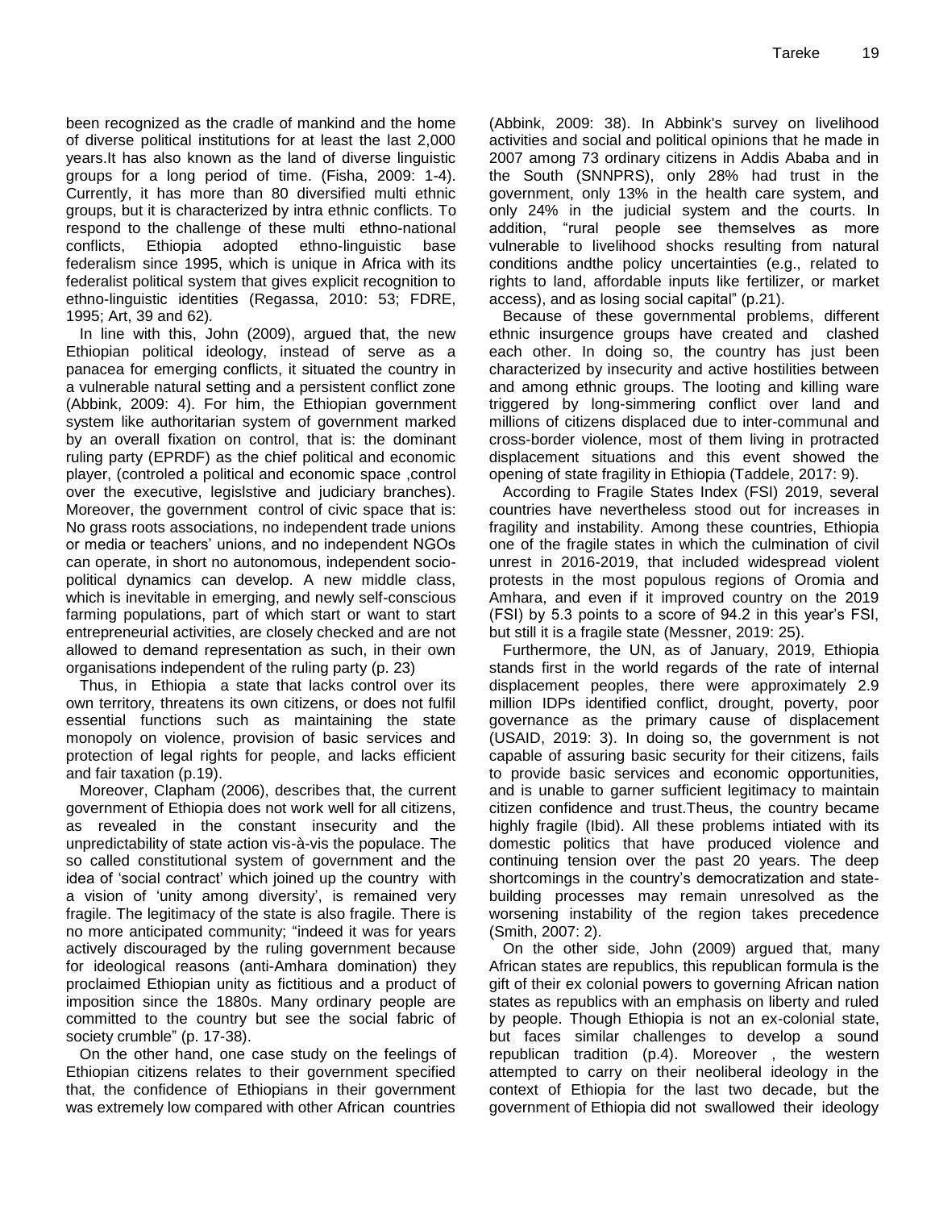been recognized as the cradle of mankind and the home of diverse political institutions for at least the last 2,000 years.It has also known as the land of diverse linguistic groups for a long period of time. (Fisha, 2009: 1-4). Currently, it has more than 80 diversified multi ethnic groups, but it is characterized by intra ethnic conflicts. To respond to the challenge of these multi ethno-national conflicts, Ethiopia adopted ethno-linguistic base federalism since 1995, which is unique in Africa with its federalist political system that gives explicit recognition to ethno-linguistic identities (Regassa, 2010: 53; FDRE, 1995; Art, 39 and 62).

In line with this, John (2009), argued that, the new Ethiopian political ideology, instead of serve as a panacea for emerging conflicts, it situated the country in a vulnerable natural setting and a persistent conflict zone (Abbink, 2009: 4). For him, the Ethiopian government system like authoritarian system of government marked by an overall fixation on control, that is: the dominant ruling party (EPRDF) as the chief political and economic player, (controled a political and economic space ,control over the executive, legislstive and judiciary branches). Moreover, the government control of civic space that is: No grass roots associations, no independent trade unions or media or teachers' unions, and no independent NGOs can operate, in short no autonomous, independent socio-political dynamics can develop. A new middle class, which is inevitable in emerging, and newly self-conscious farming populations, part of which start or want to start entrepreneurial activities, are closely checked and are not allowed to demand representation as such, in their own organisations independent of the ruling party (p. 23)

Thus, in Ethiopia a state that lacks control over its own territory, threatens its own citizens, or does not fulfil essential functions such as maintaining the state monopoly on violence, provision of basic services and protection of legal rights for people, and lacks efficient and fair taxation (p.19).

Moreover, Clapham (2006), describes that, the current government of Ethiopia does not work well for all citizens, as revealed in the constant insecurity and the unpredictability of state action vis-à-vis the populace. The so called constitutional system of government and the idea of 'social contract' which joined up the country with a vision of 'unity among diversity', is remained very fragile. The legitimacy of the state is also fragile. There is no more anticipated community; "indeed it was for years actively discouraged by the ruling government because for ideological reasons (anti-Amhara domination) they proclaimed Ethiopian unity as fictitious and a product of imposition since the 1880s. Many ordinary people are committed to the country but see the social fabric of society crumble" (p. 17-38).

On the other hand, one case study on the feelings of Ethiopian citizens relates to their government specified that, the confidence of Ethiopians in their government was extremely low compared with other African countries (Abbink, 2009: 38). In Abbink's survey on livelihood activities and social and political opinions that he made in 2007 among 73 ordinary citizens in Addis Ababa and in the South (SNNPRS), only 28% had trust in the government, only 13% in the health care system, and only 24% in the judicial system and the courts. In addition, "rural people see themselves as more vulnerable to livelihood shocks resulting from natural conditions andthe policy uncertainties (e.g., related to rights to land, affordable inputs like fertilizer, or market access), and as losing social capital" (p.21).

Because of these governmental problems, different ethnic insurgence groups have created and clashed each other. In doing so, the country has just been characterized by insecurity and active hostilities between and among ethnic groups. The looting and killing ware triggered by long-simmering conflict over land and millions of citizens displaced due to inter-communal and cross-border violence, most of them living in protracted displacement situations and this event showed the opening of state fragility in Ethiopia (Taddele, 2017: 9).

According to Fragile States Index (FSI) 2019, several countries have nevertheless stood out for increases in fragility and instability. Among these countries, Ethiopia one of the fragile states in which the culmination of civil unrest in 2016-2019, that included widespread violent protests in the most populous regions of Oromia and Amhara, and even if it improved country on the 2019 (FSI) by 5.3 points to a score of 94.2 in this year's FSI, but still it is a fragile state (Messner, 2019: 25).

Furthermore, the UN, as of January, 2019, Ethiopia stands first in the world regards of the rate of internal displacement peoples, there were approximately 2.9 million IDPs identified conflict, drought, poverty, poor governance as the primary cause of displacement (USAID, 2019: 3). In doing so, the government is not capable of assuring basic security for their citizens, fails to provide basic services and economic opportunities, and is unable to garner sufficient legitimacy to maintain citizen confidence and trust.Theus, the country became highly fragile (Ibid). All these problems intiated with its domestic politics that have produced violence and continuing tension over the past 20 years. The deep shortcomings in the country's democratization and state-building processes may remain unresolved as the worsening instability of the region takes precedence (Smith, 2007: 2).

On the other side, John (2009) argued that, many African states are republics, this republican formula is the gift of their ex colonial powers to governing African nation states as republics with an emphasis on liberty and ruled by people. Though Ethiopia is not an ex-colonial state, but faces similar challenges to develop a sound republican tradition (p.4). Moreover , the western attempted to carry on their neoliberal ideology in the context of Ethiopia for the last two decade, but the government of Ethiopia did not swallowed their ideology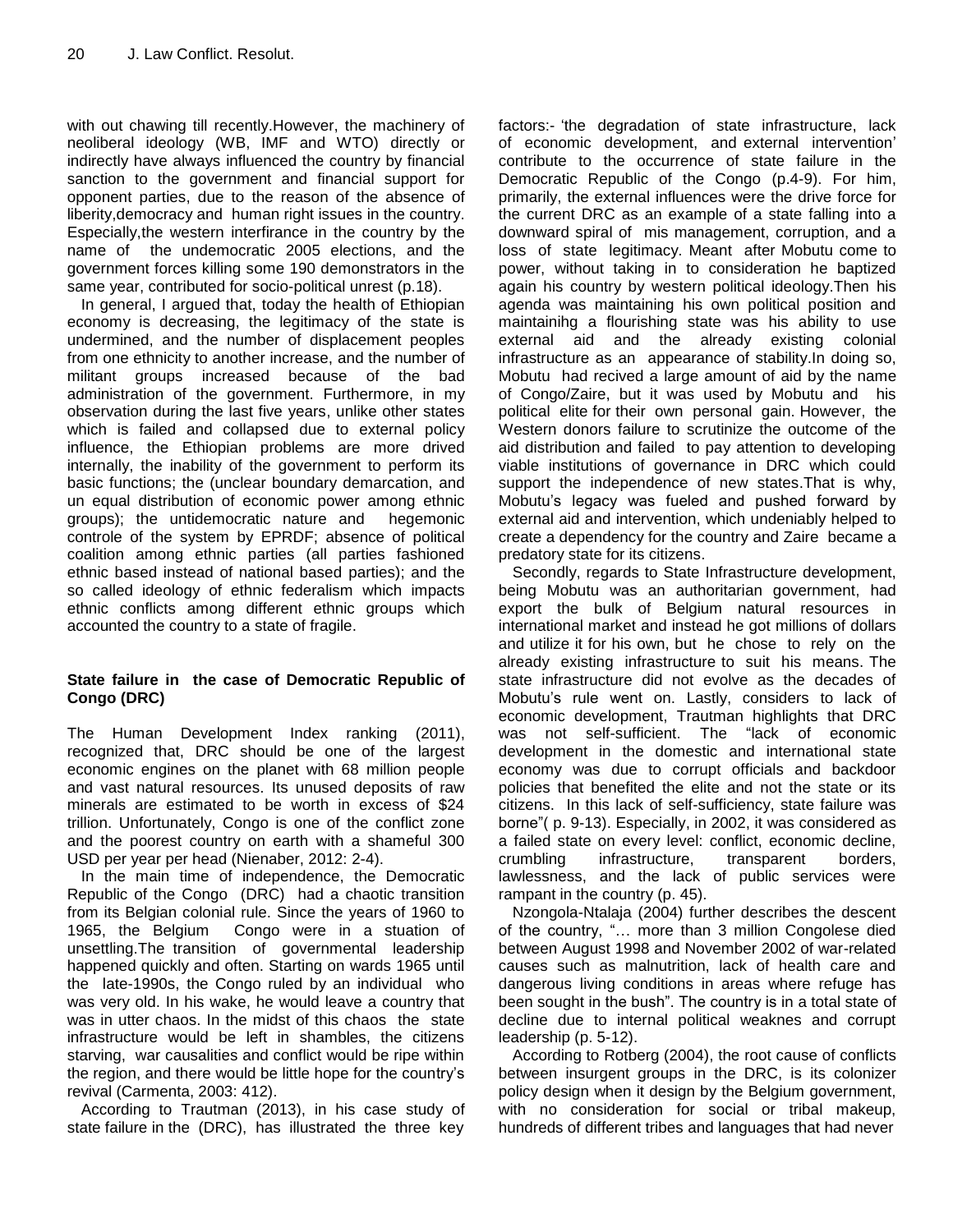with out chawing till recently.However, the machinery of neoliberal ideology (WB, IMF and WTO) directly or indirectly have always influenced the country by financial sanction to the government and financial support for opponent parties, due to the reason of the absence of liberity,democracy and human right issues in the country. Especially,the western interfirance in the country by the name of the undemocratic 2005 elections, and the government forces killing some 190 demonstrators in the same year, contributed for socio-political unrest (p.18).

In general, I argued that, today the health of Ethiopian economy is decreasing, the legitimacy of the state is undermined, and the number of displacement peoples from one ethnicity to another increase, and the number of militant groups increased because of the bad administration of the government. Furthermore, in my observation during the last five years, unlike other states which is failed and collapsed due to external policy influence, the Ethiopian problems are more drived internally, the inability of the government to perform its basic functions; the (unclear boundary demarcation, and un equal distribution of economic power among ethnic groups); the untidemocratic nature and hegemonic controle of the system by EPRDF; absence of political coalition among ethnic parties (all parties fashioned ethnic based instead of national based parties); and the so called ideology of ethnic federalism which impacts ethnic conflicts among different ethnic groups which accounted the country to a state of fragile.

**State failure in the case of Democratic Republic of Congo (DRC)**

The Human Development Index ranking (2011), recognized that, DRC should be one of the largest economic engines on the planet with 68 million people and vast natural resources. Its unused deposits of raw minerals are estimated to be worth in excess of $24 trillion. Unfortunately, Congo is one of the conflict zone and the poorest country on earth with a shameful 300 USD per year per head (Nienaber, 2012: 2-4).

In the main time of independence, the Democratic Republic of the Congo (DRC) had a chaotic transition from its Belgian colonial rule. Since the years of 1960 to 1965, the Belgium Congo were in a stuation of unsettling.The transition of governmental leadership happened quickly and often. Starting on wards 1965 until the late-1990s, the Congo ruled by an individual who was very old. In his wake, he would leave a country that was in utter chaos. In the midst of this chaos the state infrastructure would be left in shambles, the citizens starving, war causalities and conflict would be ripe within the region, and there would be little hope for the country's revival (Carmenta, 2003: 412).

According to Trautman (2013), in his case study of state failure in the (DRC), has illustrated the three key factors:- 'the degradation of state infrastructure, lack of economic development, and external intervention' contribute to the occurrence of state failure in the Democratic Republic of the Congo (p.4-9). For him, primarily, the external influences were the drive force for the current DRC as an example of a state falling into a downward spiral of mis management, corruption, and a loss of state legitimacy. Meant after Mobutu come to power, without taking in to consideration he baptized again his country by western political ideology.Then his agenda was maintaining his own political position and maintainihg a flourishing state was his ability to use external aid and the already existing colonial infrastructure as an appearance of stability.In doing so, Mobutu had recived a large amount of aid by the name of Congo/Zaire, but it was used by Mobutu and his political elite for their own personal gain. However, the Western donors failure to scrutinize the outcome of the aid distribution and failed to pay attention to developing viable institutions of governance in DRC which could support the independence of new states.That is why, Mobutu's legacy was fueled and pushed forward by external aid and intervention, which undeniably helped to create a dependency for the country and Zaire became a predatory state for its citizens.

Secondly, regards to State Infrastructure development, being Mobutu was an authoritarian government, had export the bulk of Belgium natural resources in international market and instead he got millions of dollars and utilize it for his own, but he chose to rely on the already existing infrastructure to suit his means. The state infrastructure did not evolve as the decades of Mobutu's rule went on. Lastly, considers to lack of economic development, Trautman highlights that DRC was not self-sufficient. The "lack of economic development in the domestic and international state economy was due to corrupt officials and backdoor policies that benefited the elite and not the state or its citizens. In this lack of self-sufficiency, state failure was borne"( p. 9-13). Especially, in 2002, it was considered as a failed state on every level: conflict, economic decline, crumbling infrastructure, transparent borders, lawlessness, and the lack of public services were rampant in the country (p. 45).

Nzongola-Ntalaja (2004) further describes the descent of the country, "… more than 3 million Congolese died between August 1998 and November 2002 of war-related causes such as malnutrition, lack of health care and dangerous living conditions in areas where refuge has been sought in the bush". The country is in a total state of decline due to internal political weaknes and corrupt leadership (p. 5-12).

According to Rotberg (2004), the root cause of conflicts between insurgent groups in the DRC, is its colonizer policy design when it design by the Belgium government, with no consideration for social or tribal makeup, hundreds of different tribes and languages that had never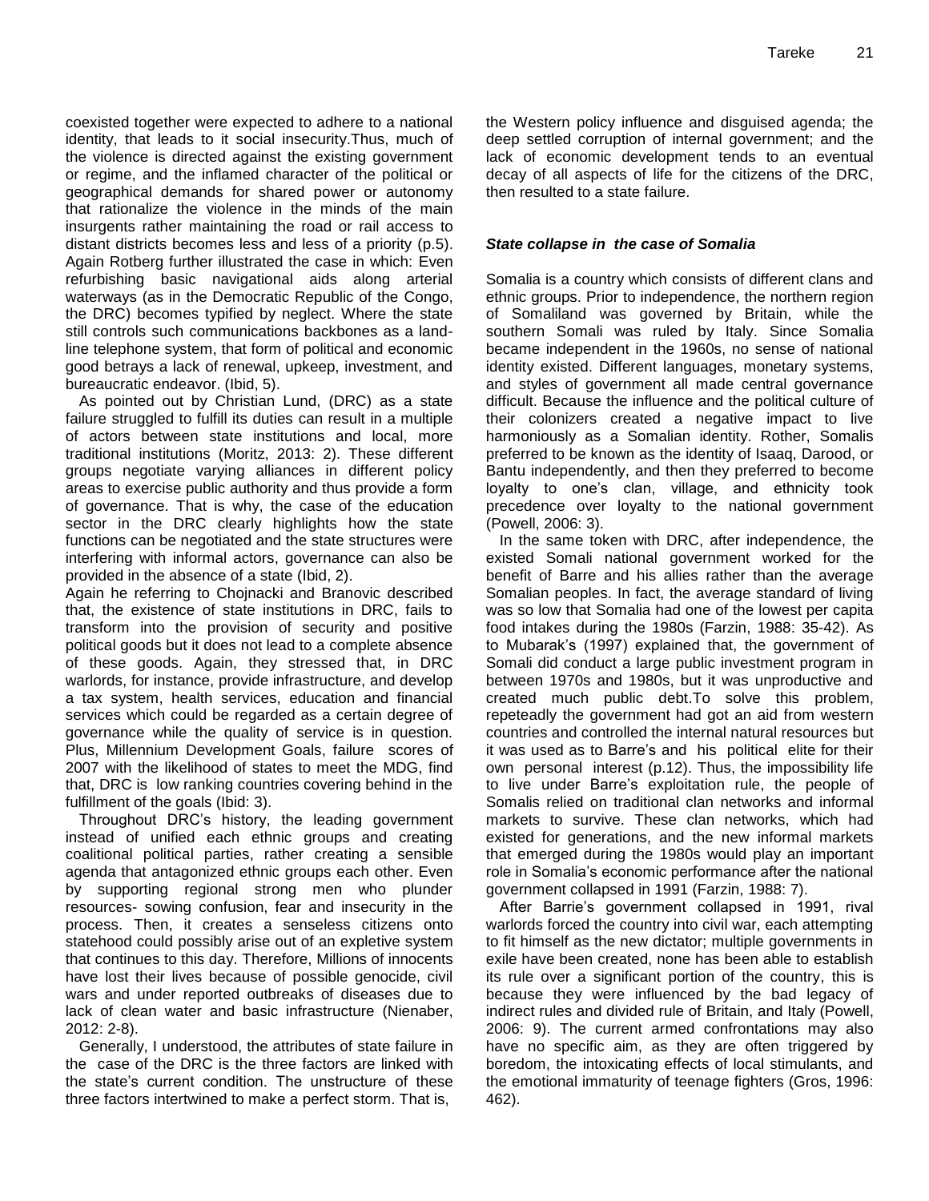coexisted together were expected to adhere to a national identity, that leads to it social insecurity.Thus, much of the violence is directed against the existing government or regime, and the inflamed character of the political or geographical demands for shared power or autonomy that rationalize the violence in the minds of the main insurgents rather maintaining the road or rail access to distant districts becomes less and less of a priority (p.5). Again Rotberg further illustrated the case in which: Even refurbishing basic navigational aids along arterial waterways (as in the Democratic Republic of the Congo, the DRC) becomes typified by neglect. Where the state still controls such communications backbones as a land-line telephone system, that form of political and economic good betrays a lack of renewal, upkeep, investment, and bureaucratic endeavor. (Ibid, 5).

As pointed out by Christian Lund, (DRC) as a state failure struggled to fulfill its duties can result in a multiple of actors between state institutions and local, more traditional institutions (Moritz, 2013: 2). These different groups negotiate varying alliances in different policy areas to exercise public authority and thus provide a form of governance. That is why, the case of the education sector in the DRC clearly highlights how the state functions can be negotiated and the state structures were interfering with informal actors, governance can also be provided in the absence of a state (Ibid, 2).

Again he referring to Chojnacki and Branovic described that, the existence of state institutions in DRC, fails to transform into the provision of security and positive political goods but it does not lead to a complete absence of these goods. Again, they stressed that, in DRC warlords, for instance, provide infrastructure, and develop a tax system, health services, education and financial services which could be regarded as a certain degree of governance while the quality of service is in question. Plus, Millennium Development Goals, failure scores of 2007 with the likelihood of states to meet the MDG, find that, DRC is low ranking countries covering behind in the fulfillment of the goals (Ibid: 3).

Throughout DRC's history, the leading government instead of unified each ethnic groups and creating coalitional political parties, rather creating a sensible agenda that antagonized ethnic groups each other. Even by supporting regional strong men who plunder resources- sowing confusion, fear and insecurity in the process. Then, it creates a senseless citizens onto statehood could possibly arise out of an expletive system that continues to this day. Therefore, Millions of innocents have lost their lives because of possible genocide, civil wars and under reported outbreaks of diseases due to lack of clean water and basic infrastructure (Nienaber, 2012: 2-8).

Generally, I understood, the attributes of state failure in the case of the DRC is the three factors are linked with the state's current condition. The unstructure of these three factors intertwined to make a perfect storm. That is, the Western policy influence and disguised agenda; the deep settled corruption of internal government; and the lack of economic development tends to an eventual decay of all aspects of life for the citizens of the DRC, then resulted to a state failure.

### *State collapse in the case of Somalia*

Somalia is a country which consists of different clans and ethnic groups. Prior to independence, the northern region of Somaliland was governed by Britain, while the southern Somali was ruled by Italy. Since Somalia became independent in the 1960s, no sense of national identity existed. Different languages, monetary systems, and styles of government all made central governance difficult. Because the influence and the political culture of their colonizers created a negative impact to live harmoniously as a Somalian identity. Rother, Somalis preferred to be known as the identity of Isaaq, Darood, or Bantu independently, and then they preferred to become loyalty to one's clan, village, and ethnicity took precedence over loyalty to the national government (Powell, 2006: 3).

In the same token with DRC, after independence, the existed Somali national government worked for the benefit of Barre and his allies rather than the average Somalian peoples. In fact, the average standard of living was so low that Somalia had one of the lowest per capita food intakes during the 1980s (Farzin, 1988: 35-42). As to Mubarak's (1997) explained that, the government of Somali did conduct a large public investment program in between 1970s and 1980s, but it was unproductive and created much public debt.To solve this problem, repeteadly the government had got an aid from western countries and controlled the internal natural resources but it was used as to Barre's and his political elite for their own personal interest (p.12). Thus, the impossibility life to live under Barre's exploitation rule, the people of Somalis relied on traditional clan networks and informal markets to survive. These clan networks, which had existed for generations, and the new informal markets that emerged during the 1980s would play an important role in Somalia's economic performance after the national government collapsed in 1991 (Farzin, 1988: 7).

After Barrie's government collapsed in 1991, rival warlords forced the country into civil war, each attempting to fit himself as the new dictator; multiple governments in exile have been created, none has been able to establish its rule over a significant portion of the country, this is because they were influenced by the bad legacy of indirect rules and divided rule of Britain, and Italy (Powell, 2006: 9). The current armed confrontations may also have no specific aim, as they are often triggered by boredom, the intoxicating effects of local stimulants, and the emotional immaturity of teenage fighters (Gros, 1996: 462).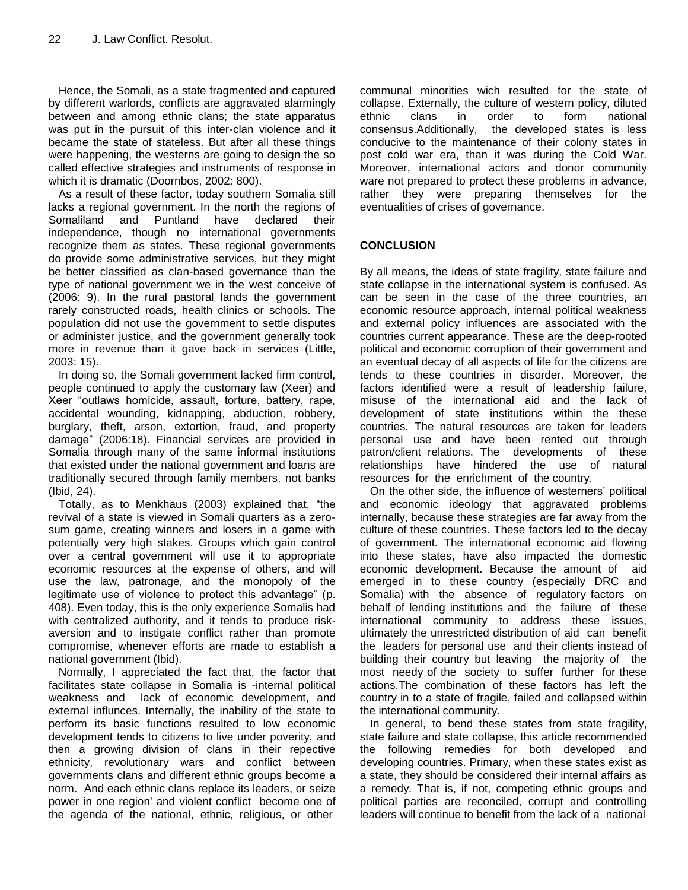Hence, the Somali, as a state fragmented and captured by different warlords, conflicts are aggravated alarmingly between and among ethnic clans; the state apparatus was put in the pursuit of this inter-clan violence and it became the state of stateless. But after all these things were happening, the westerns are going to design the so called effective strategies and instruments of response in which it is dramatic (Doornbos, 2002: 800).

As a result of these factor, today southern Somalia still lacks a regional government. In the north the regions of Somaliland and Puntland have declared their independence, though no international governments recognize them as states. These regional governments do provide some administrative services, but they might be better classified as clan-based governance than the type of national government we in the west conceive of (2006: 9). In the rural pastoral lands the government rarely constructed roads, health clinics or schools. The population did not use the government to settle disputes or administer justice, and the government generally took more in revenue than it gave back in services (Little, 2003: 15).

In doing so, the Somali government lacked firm control, people continued to apply the customary law (Xeer) and Xeer "outlaws homicide, assault, torture, battery, rape, accidental wounding, kidnapping, abduction, robbery, burglary, theft, arson, extortion, fraud, and property damage" (2006:18). Financial services are provided in Somalia through many of the same informal institutions that existed under the national government and loans are traditionally secured through family members, not banks (Ibid, 24).

Totally, as to Menkhaus (2003) explained that, "the revival of a state is viewed in Somali quarters as a zero-sum game, creating winners and losers in a game with potentially very high stakes. Groups which gain control over a central government will use it to appropriate economic resources at the expense of others, and will use the law, patronage, and the monopoly of the legitimate use of violence to protect this advantage" (p. 408). Even today, this is the only experience Somalis had with centralized authority, and it tends to produce risk-aversion and to instigate conflict rather than promote compromise, whenever efforts are made to establish a national government (Ibid).

Normally, I appreciated the fact that, the factor that facilitates state collapse in Somalia is -internal political weakness and lack of economic development, and external influnces. Internally, the inability of the state to perform its basic functions resulted to low economic development tends to citizens to live under poverity, and then a growing division of clans in their repective ethnicity, revolutionary wars and conflict between governments clans and different ethnic groups become a norm. And each ethnic clans replace its leaders, or seize power in one region' and violent conflict become one of the agenda of the national, ethnic, religious, or other communal minorities wich resulted for the state of collapse. Externally, the culture of western policy, diluted ethnic clans in order to form national consensus.Additionally, the developed states is less conducive to the maintenance of their colony states in post cold war era, than it was during the Cold War. Moreover, international actors and donor community ware not prepared to protect these problems in advance, rather they were preparing themselves for the eventualities of crises of governance.

## CONCLUSION

By all means, the ideas of state fragility, state failure and state collapse in the international system is confused. As can be seen in the case of the three countries, an economic resource approach, internal political weakness and external policy influences are associated with the countries current appearance. These are the deep-rooted political and economic corruption of their government and an eventual decay of all aspects of life for the citizens are tends to these countries in disorder. Moreover, the factors identified were a result of leadership failure, misuse of the international aid and the lack of development of state institutions within the these countries. The natural resources are taken for leaders personal use and have been rented out through patron/client relations. The developments of these relationships have hindered the use of natural resources for the enrichment of the country.

On the other side, the influence of westerners' political and economic ideology that aggravated problems internally, because these strategies are far away from the culture of these countries. These factors led to the decay of government. The international economic aid flowing into these states, have also impacted the domestic economic development. Because the amount of aid emerged in to these country (especially DRC and Somalia) with the absence of regulatory factors on behalf of lending institutions and the failure of these international community to address these issues, ultimately the unrestricted distribution of aid can benefit the leaders for personal use and their clients instead of building their country but leaving the majority of the most needy of the society to suffer further for these actions.The combination of these factors has left the country in to a state of fragile, failed and collapsed within the international community.

In general, to bend these states from state fragility, state failure and state collapse, this article recommended the following remedies for both developed and developing countries. Primary, when these states exist as a state, they should be considered their internal affairs as a remedy. That is, if not, competing ethnic groups and political parties are reconciled, corrupt and controlling leaders will continue to benefit from the lack of a national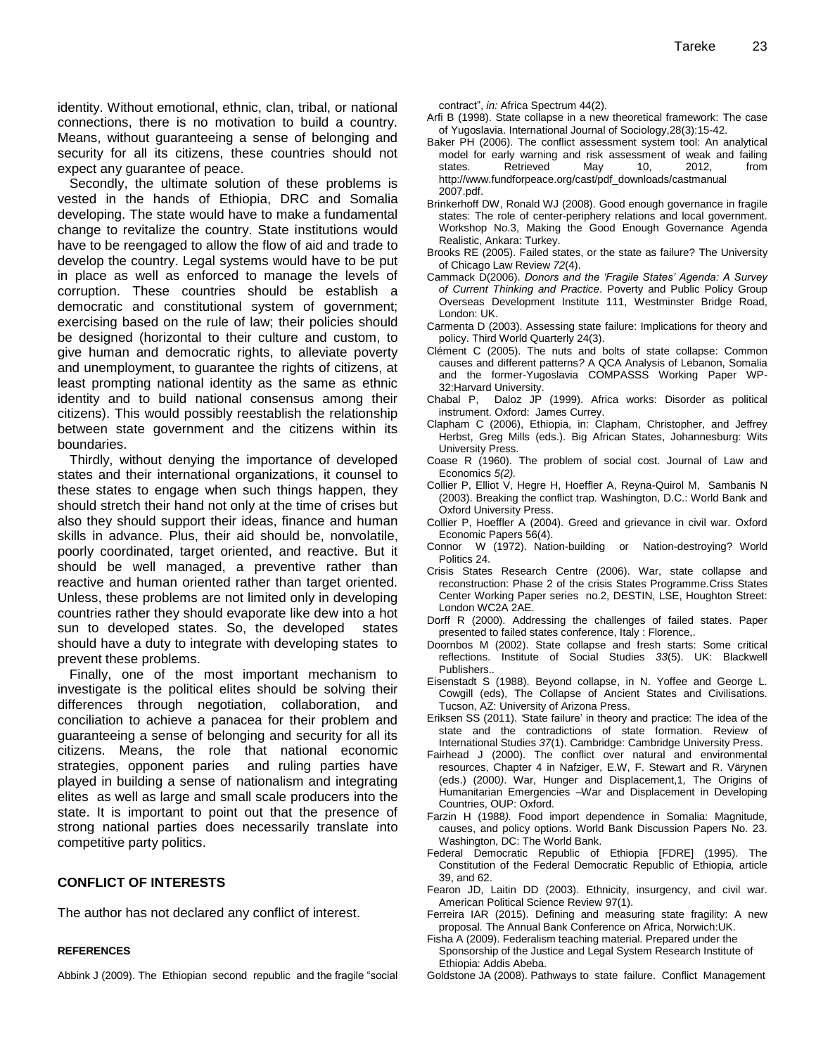identity. Without emotional, ethnic, clan, tribal, or national connections, there is no motivation to build a country. Means, without guaranteeing a sense of belonging and security for all its citizens, these countries should not expect any guarantee of peace.

Secondly, the ultimate solution of these problems is vested in the hands of Ethiopia, DRC and Somalia developing. The state would have to make a fundamental change to revitalize the country. State institutions would have to be reengaged to allow the flow of aid and trade to develop the country. Legal systems would have to be put in place as well as enforced to manage the levels of corruption. These countries should be establish a democratic and constitutional system of government; exercising based on the rule of law; their policies should be designed (horizontal to their culture and custom, to give human and democratic rights, to alleviate poverty and unemployment, to guarantee the rights of citizens, at least prompting national identity as the same as ethnic identity and to build national consensus among their citizens). This would possibly reestablish the relationship between state government and the citizens within its boundaries.

Thirdly, without denying the importance of developed states and their international organizations, it counsel to these states to engage when such things happen, they should stretch their hand not only at the time of crises but also they should support their ideas, finance and human skills in advance. Plus, their aid should be, nonvolatile, poorly coordinated, target oriented, and reactive. But it should be well managed, a preventive rather than reactive and human oriented rather than target oriented. Unless, these problems are not limited only in developing countries rather they should evaporate like dew into a hot sun to developed states. So, the developed states should have a duty to integrate with developing states to prevent these problems.

Finally, one of the most important mechanism to investigate is the political elites should be solving their differences through negotiation, collaboration, and conciliation to achieve a panacea for their problem and guaranteeing a sense of belonging and security for all its citizens. Means, the role that national economic strategies, opponent paries and ruling parties have played in building a sense of nationalism and integrating elites as well as large and small scale producers into the state. It is important to point out that the presence of strong national parties does necessarily translate into competitive party politics.

## CONFLICT OF INTERESTS

The author has not declared any conflict of interest.

### REFERENCES

Abbink J (2009). The Ethiopian second republic and the fragile "social contract", *in:* Africa Spectrum 44(2).

Arfi B (1998). State collapse in a new theoretical framework: The case of Yugoslavia. International Journal of Sociology,28(3):15-42.

Baker PH (2006). The conflict assessment system tool: An analytical model for early warning and risk assessment of weak and failing states. Retrieved May 10, 2012, from http://www.fundforpeace.org/cast/pdf_downloads/castmanual 2007.pdf.

Brinkerhoff DW, Ronald WJ (2008). Good enough governance in fragile states: The role of center-periphery relations and local government. Workshop No.3, Making the Good Enough Governance Agenda Realistic, Ankara: Turkey.

Brooks RE (2005). Failed states, or the state as failure? The University of Chicago Law Review *72*(4).

Cammack D(2006). *Donors and the 'Fragile States' Agenda: A Survey of Current Thinking and Practice*. Poverty and Public Policy Group Overseas Development Institute 111, Westminster Bridge Road, London: UK.

Carmenta D (2003). Assessing state failure: Implications for theory and policy. Third World Quarterly 24(3).

Clément C (2005). The nuts and bolts of state collapse: Common causes and different patterns? A QCA Analysis of Lebanon, Somalia and the former-Yugoslavia COMPASSS Working Paper WP-32:Harvard University.

Chabal P, Daloz JP (1999). Africa works: Disorder as political instrument. Oxford: James Currey.

Clapham C (2006), Ethiopia, in: Clapham, Christopher, and Jeffrey Herbst, Greg Mills (eds.). Big African States, Johannesburg: Wits University Press.

Coase R (1960). The problem of social cost. Journal of Law and Economics *5(2).*

Collier P, Elliot V, Hegre H, Hoeffler A, Reyna-Quirol M, Sambanis N (2003). Breaking the conflict trap*.* Washington, D.C.: World Bank and Oxford University Press.

Collier P, Hoeffler A (2004). Greed and grievance in civil war. Oxford Economic Papers 56(4).

Connor W (1972). Nation-building or Nation-destroying? World Politics 24.

Crisis States Research Centre (2006). War, state collapse and reconstruction: Phase 2 of the crisis States Programme.Criss States Center Working Paper series no.2, DESTIN, LSE, Houghton Street: London WC2A 2AE.

Dorff R (2000). Addressing the challenges of failed states. Paper presented to failed states conference, Italy : Florence,.

Doornbos M (2002). State collapse and fresh starts: Some critical reflections. Institute of Social Studies *33*(5). UK: Blackwell Publishers..

Eisenstadt S (1988). Beyond collapse, in N. Yoffee and George L. Cowgill (eds), The Collapse of Ancient States and Civilisations. Tucson, AZ: University of Arizona Press.

Eriksen SS (2011). 'State failure' in theory and practice: The idea of the state and the contradictions of state formation. Review of International Studies *37*(1). Cambridge: Cambridge University Press.

Fairhead J (2000). The conflict over natural and environmental resources, Chapter 4 in Nafziger, E.W, F. Stewart and R. Värynen (eds.) (2000*).* War, Hunger and Displacement,1*,* The Origins of Humanitarian Emergencies –War and Displacement in Developing Countries, OUP: Oxford.

Farzin H (1988*).* Food import dependence in Somalia: Magnitude, causes, and policy options. World Bank Discussion Papers No. 23. Washington, DC: The World Bank.

Federal Democratic Republic of Ethiopia [FDRE] (1995). The Constitution of the Federal Democratic Republic of Ethiopia*,* article 39, and 62.

Fearon JD, Laitin DD (2003). Ethnicity, insurgency, and civil war. American Political Science Review 97(1).

Ferreira IAR (2015). Defining and measuring state fragility: A new proposal*.* The Annual Bank Conference on Africa, Norwich:UK.

Fisha A (2009). Federalism teaching material. Prepared under the Sponsorship of the Justice and Legal System Research Institute of Ethiopia: Addis Abeba.

Goldstone JA (2008). Pathways to state failure. Conflict Management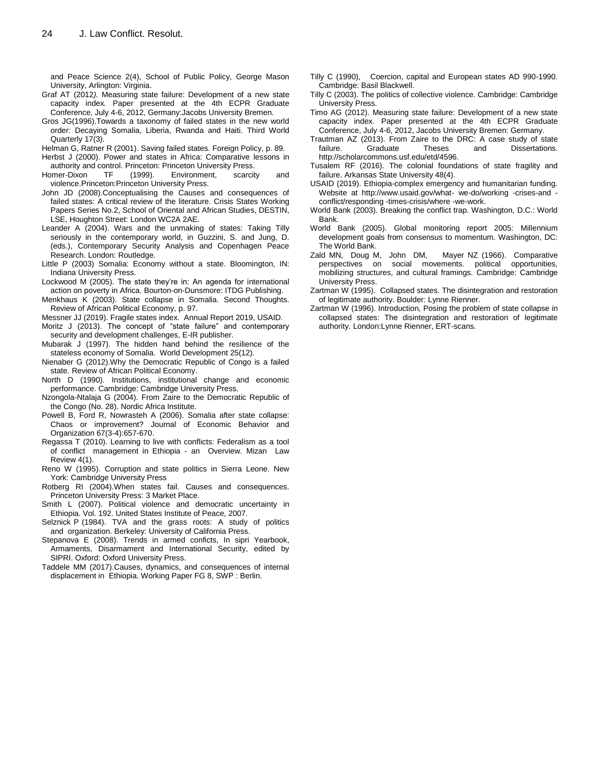and Peace Science 2(4), School of Public Policy, George Mason University, Arlington: Virginia.

Graf AT (2012*).* Measuring state failure: Development of a new state capacity index*.* Paper presented at the 4th ECPR Graduate Conference, July 4-6, 2012, Germany:Jacobs University Bremen.

Gros JG(1996).Towards a taxonomy of failed states in the new world order: Decaying Somalia, Liberia, Rwanda and Haiti. Third World Quarterly 17(3).

Helman G, Ratner R (2001). Saving failed states. Foreign Policy, p. 89.

Herbst J (2000). Power and states in Africa: Comparative lessons in authority and control. Princeton: Princeton University Press.

Homer-Dixon TF (1999). Environment, scarcity and violence.Princeton:Princeton University Press.

John JD (2008).Conceptualising the Causes and consequences of failed states: A critical review of the literature. Crisis States Working Papers Series No.2, School of Oriental and African Studies, DESTIN, LSE, Houghton Street: London WC2A 2AE.

Leander A (2004). Wars and the unmaking of states: Taking Tilly seriously in the contemporary world, in Guzzini, S. and Jung, D. (eds.), Contemporary Security Analysis and Copenhagen Peace Research. London: Routledge.

Little P (2003) Somalia: Economy without a state. Bloomington, IN: Indiana University Press.

Lockwood M (2005). The state they're in: An agenda for international action on poverty in Africa. Bourton-on-Dunsmore: ITDG Publishing.

Menkhaus K (2003). State collapse in Somalia. Second Thoughts. Review of African Political Economy, p. 97.

Messner JJ (2019). Fragile states index. Annual Report 2019, USAID.

Moritz J (2013). The concept of "state failure" and contemporary security and development challenges, E-IR publisher.

Mubarak J (1997). The hidden hand behind the resilience of the stateless economy of Somalia. World Development 25(12).

Nienaber G (2012).Why the Democratic Republic of Congo is a failed state. Review of African Political Economy.

North D (1990). Institutions, institutional change and economic performance. Cambridge: Cambridge University Press.

Nzongola-Ntalaja G (2004). From Zaire to the Democratic Republic of the Congo (No. 28). Nordic Africa Institute.

Powell B, Ford R, Nowrasteh A (2006). Somalia after state collapse: Chaos or improvement? Journal of Economic Behavior and Organization 67(3-4):657-670.

Regassa T (2010). Learning to live with conflicts: Federalism as a tool of conflict management in Ethiopia - an Overview. Mizan Law Review 4(1).

Reno W (1995). Corruption and state politics in Sierra Leone. New York: Cambridge University Press

Rotberg RI (2004).When states fail. Causes and consequences. Princeton University Press: 3 Market Place.

Smith L (2007). Political violence and democratic uncertainty in Ethiopia. Vol. 192. United States Institute of Peace, 2007.

Selznick P (1984). TVA and the grass roots: A study of politics and organization. Berkeley: University of California Press.

Stepanova E (2008). Trends in armed conficts, In sipri Yearbook, Armaments, Disarmament and International Security, edited by SIPRI. Oxford: Oxford University Press.

Taddele MM (2017).Causes, dynamics, and consequences of internal displacement in Ethiopia. Working Paper FG 8, SWP : Berlin.

Tilly C (1990), Coercion, capital and European states AD 990-1990. Cambridge: Basil Blackwell.

Tilly C (2003). The politics of collective violence. Cambridge: Cambridge University Press.

Timo AG (2012). Measuring state failure: Development of a new state capacity index*.* Paper presented at the 4th ECPR Graduate Conference, July 4-6, 2012, Jacobs University Bremen: Germany.

Trautman AZ (2013). From Zaire to the DRC: A case study of state failure. Graduate Theses and Dissertations. http://scholarcommons.usf.edu/etd/4596.

Tusalem RF (2016). The colonial foundations of state fragility and failure. Arkansas State University 48(4).

USAID (2019). Ethiopia-complex emergency and humanitarian funding. Website at http://www.usaid.gov/what- we-do/working -crises-and -conflict/responding -times-crisis/where -we-work.

World Bank (2003). Breaking the conflict trap. Washington, D.C.: World Bank.

World Bank (2005). Global monitoring report 2005: Millennium development goals from consensus to momentum. Washington, DC: The World Bank.

Zald MN, Doug M, John DM, Mayer NZ (1966). Comparative perspectives on social movements. political opportunities, mobilizing structures, and cultural framings. Cambridge: Cambridge University Press.

Zartman W (1995). Collapsed states. The disintegration and restoration of legitimate authority. Boulder: Lynne Rienner.

Zartman W (1996). Introduction, Posing the problem of state collapse in collapsed states: The disintegration and restoration of legitimate authority. London:Lynne Rienner, ERT-scans.